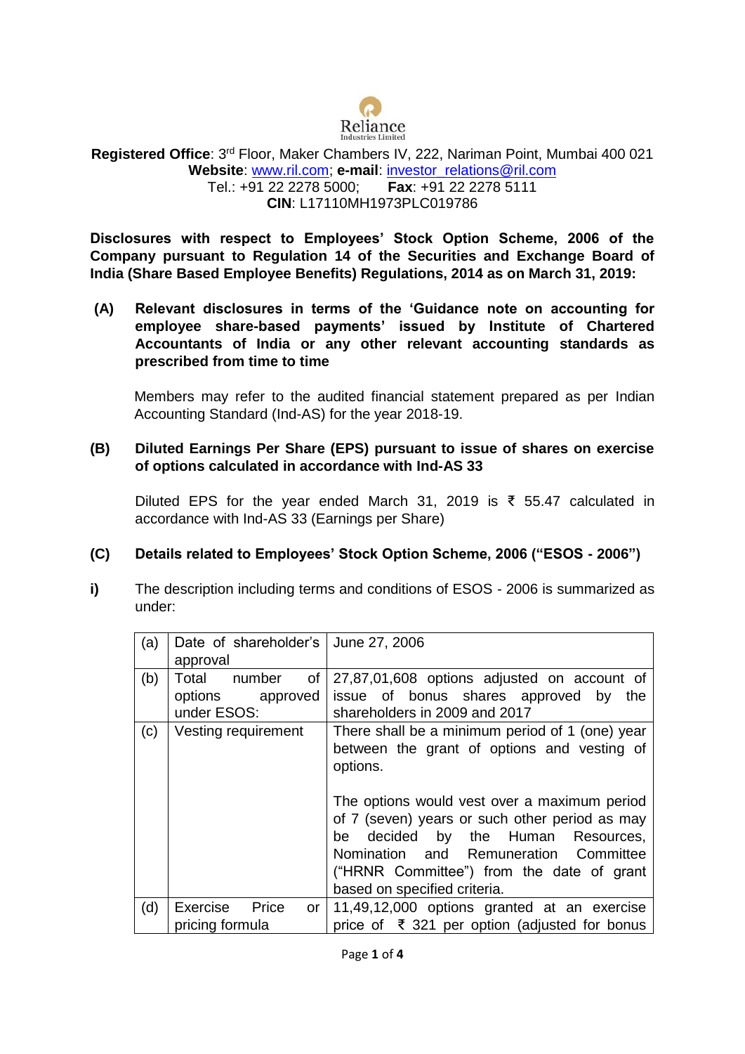Reliance
Industries Limited

**Registered Office**: 3rd Floor, Maker Chambers IV, 222, Nariman Point, Mumbai 400 021
**Website**: www.ril.com; **e-mail**: investor_relations@ril.com
Tel.: +91 22 2278 5000; **Fax**: +91 22 2278 5111
**CIN**: L17110MH1973PLC019786

**Disclosures with respect to Employees' Stock Option Scheme, 2006 of the Company pursuant to Regulation 14 of the Securities and Exchange Board of India (Share Based Employee Benefits) Regulations, 2014 as on March 31, 2019:**

**(A) Relevant disclosures in terms of the 'Guidance note on accounting for employee share-based payments' issued by Institute of Chartered Accountants of India or any other relevant accounting standards as prescribed from time to time**

Members may refer to the audited financial statement prepared as per Indian Accounting Standard (Ind-AS) for the year 2018-19.

**(B) Diluted Earnings Per Share (EPS) pursuant to issue of shares on exercise of options calculated in accordance with Ind-AS 33**

Diluted EPS for the year ended March 31, 2019 is ₹ 55.47 calculated in accordance with Ind-AS 33 (Earnings per Share)

**(C) Details related to Employees' Stock Option Scheme, 2006 ("ESOS - 2006")**

**i)** The description including terms and conditions of ESOS - 2006 is summarized as under:

| | | |
|---|---|---|
| (a) | Date of shareholder's approval | June 27, 2006 |
| (b) | Total number of options approved under ESOS: | 27,87,01,608 options adjusted on account of issue of bonus shares approved by the shareholders in 2009 and 2017 |
| (c) | Vesting requirement | There shall be a minimum period of 1 (one) year between the grant of options and vesting of options.<br><br>The options would vest over a maximum period of 7 (seven) years or such other period as may be decided by the Human Resources, Nomination and Remuneration Committee ("HRNR Committee") from the date of grant based on specified criteria. |
| (d) | Exercise Price or pricing formula | 11,49,12,000 options granted at an exercise price of ₹ 321 per option (adjusted for bonus |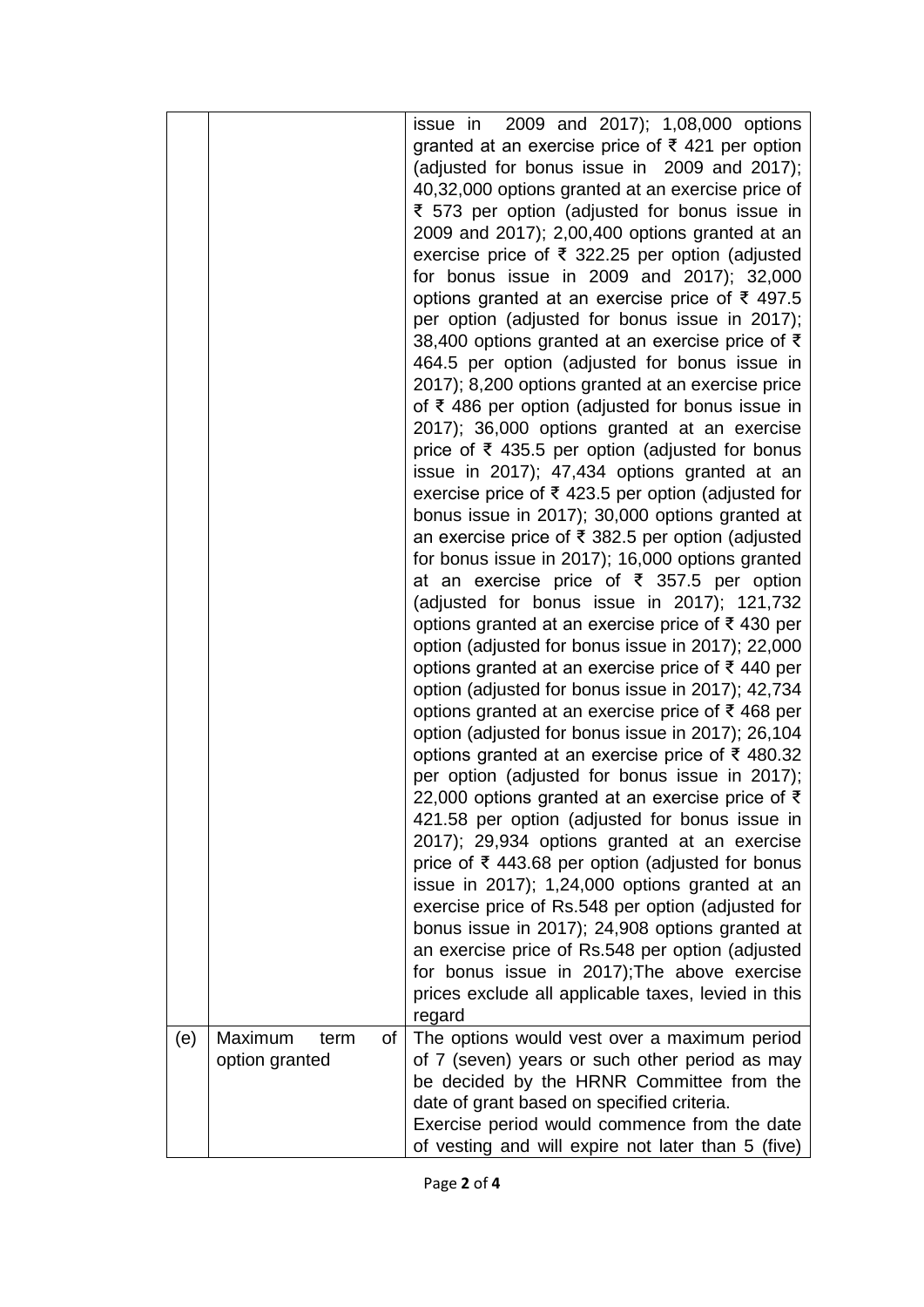|  |  |  |
|---|---|---|
|  |  | issue in 2009 and 2017); 1,08,000 options granted at an exercise price of ₹ 421 per option (adjusted for bonus issue in 2009 and 2017); 40,32,000 options granted at an exercise price of ₹ 573 per option (adjusted for bonus issue in 2009 and 2017); 2,00,400 options granted at an exercise price of ₹ 322.25 per option (adjusted for bonus issue in 2009 and 2017); 32,000 options granted at an exercise price of ₹ 497.5 per option (adjusted for bonus issue in 2017); 38,400 options granted at an exercise price of ₹ 464.5 per option (adjusted for bonus issue in 2017); 8,200 options granted at an exercise price of ₹ 486 per option (adjusted for bonus issue in 2017); 36,000 options granted at an exercise price of ₹ 435.5 per option (adjusted for bonus issue in 2017); 47,434 options granted at an exercise price of ₹ 423.5 per option (adjusted for bonus issue in 2017); 30,000 options granted at an exercise price of ₹ 382.5 per option (adjusted for bonus issue in 2017); 16,000 options granted at an exercise price of ₹ 357.5 per option (adjusted for bonus issue in 2017); 121,732 options granted at an exercise price of ₹ 430 per option (adjusted for bonus issue in 2017); 22,000 options granted at an exercise price of ₹ 440 per option (adjusted for bonus issue in 2017); 42,734 options granted at an exercise price of ₹ 468 per option (adjusted for bonus issue in 2017); 26,104 options granted at an exercise price of ₹ 480.32 per option (adjusted for bonus issue in 2017); 22,000 options granted at an exercise price of ₹ 421.58 per option (adjusted for bonus issue in 2017); 29,934 options granted at an exercise price of ₹ 443.68 per option (adjusted for bonus issue in 2017); 1,24,000 options granted at an exercise price of Rs.548 per option (adjusted for bonus issue in 2017); 24,908 options granted at an exercise price of Rs.548 per option (adjusted for bonus issue in 2017);The above exercise prices exclude all applicable taxes, levied in this regard |
| (e) | Maximum term of option granted | The options would vest over a maximum period of 7 (seven) years or such other period as may be decided by the HRNR Committee from the date of grant based on specified criteria.<br>Exercise period would commence from the date of vesting and will expire not later than 5 (five) |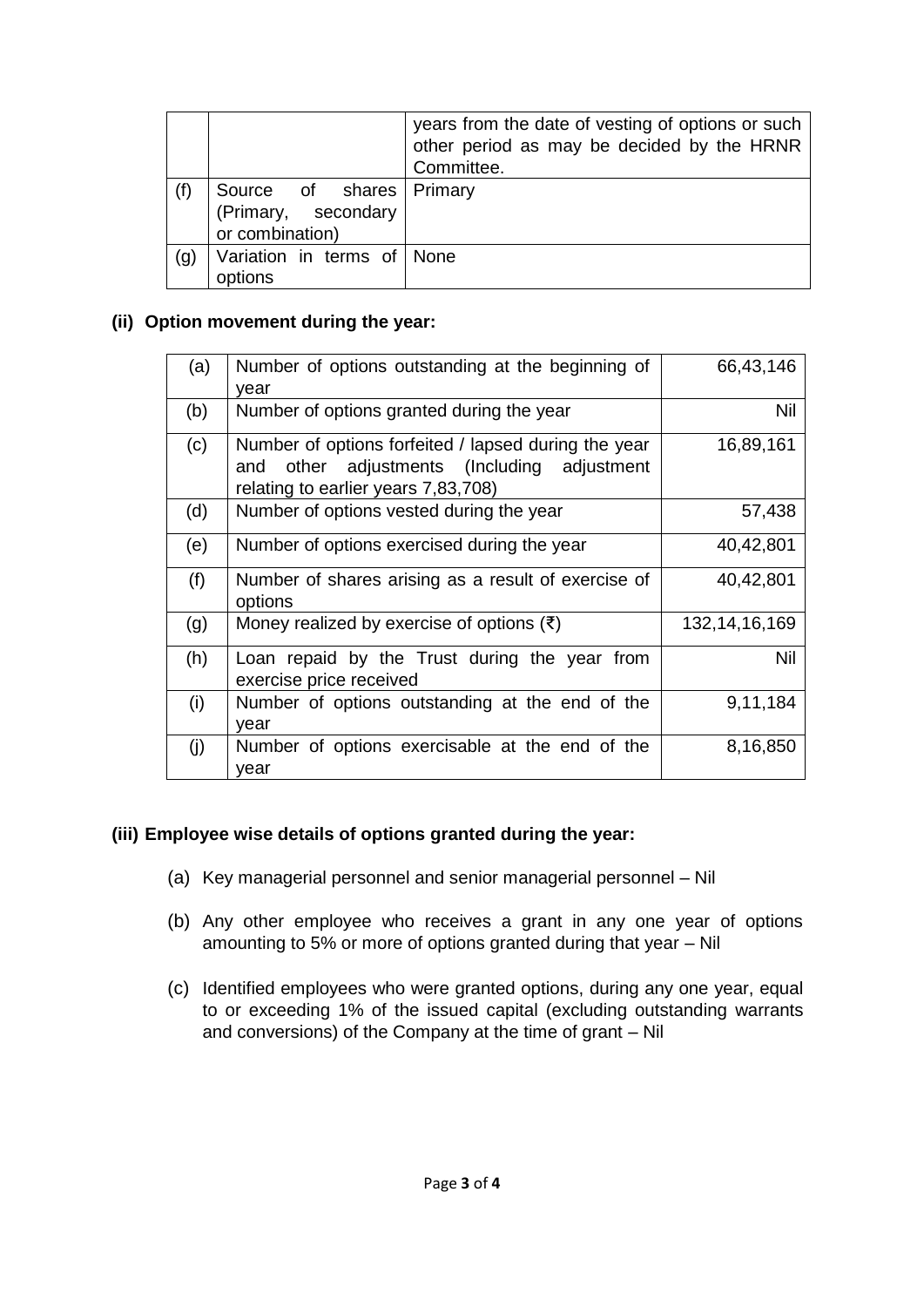|  |  | years from the date of vesting of options or such other period as may be decided by the HRNR Committee. |
|---|---|---|
| (f) | Source of shares (Primary, secondary or combination) | Primary |
| (g) | Variation in terms of options | None |

**(ii) Option movement during the year:**

| (a) | Number of options outstanding at the beginning of year | 66,43,146 |
|---|---|---|
| (b) | Number of options granted during the year | Nil |
| (c) | Number of options forfeited / lapsed during the year and other adjustments (Including adjustment relating to earlier years 7,83,708) | 16,89,161 |
| (d) | Number of options vested during the year | 57,438 |
| (e) | Number of options exercised during the year | 40,42,801 |
| (f) | Number of shares arising as a result of exercise of options | 40,42,801 |
| (g) | Money realized by exercise of options (₹) | 132,14,16,169 |
| (h) | Loan repaid by the Trust during the year from exercise price received | Nil |
| (i) | Number of options outstanding at the end of the year | 9,11,184 |
| (j) | Number of options exercisable at the end of the year | 8,16,850 |

**(iii) Employee wise details of options granted during the year:**

(a) Key managerial personnel and senior managerial personnel – Nil

(b) Any other employee who receives a grant in any one year of options amounting to 5% or more of options granted during that year – Nil

(c) Identified employees who were granted options, during any one year, equal to or exceeding 1% of the issued capital (excluding outstanding warrants and conversions) of the Company at the time of grant – Nil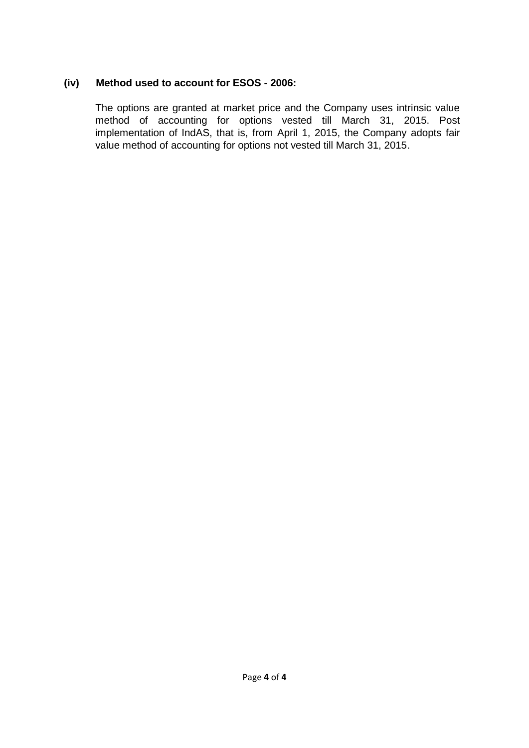### (iv) Method used to account for ESOS - 2006:

The options are granted at market price and the Company uses intrinsic value method of accounting for options vested till March 31, 2015. Post implementation of IndAS, that is, from April 1, 2015, the Company adopts fair value method of accounting for options not vested till March 31, 2015.